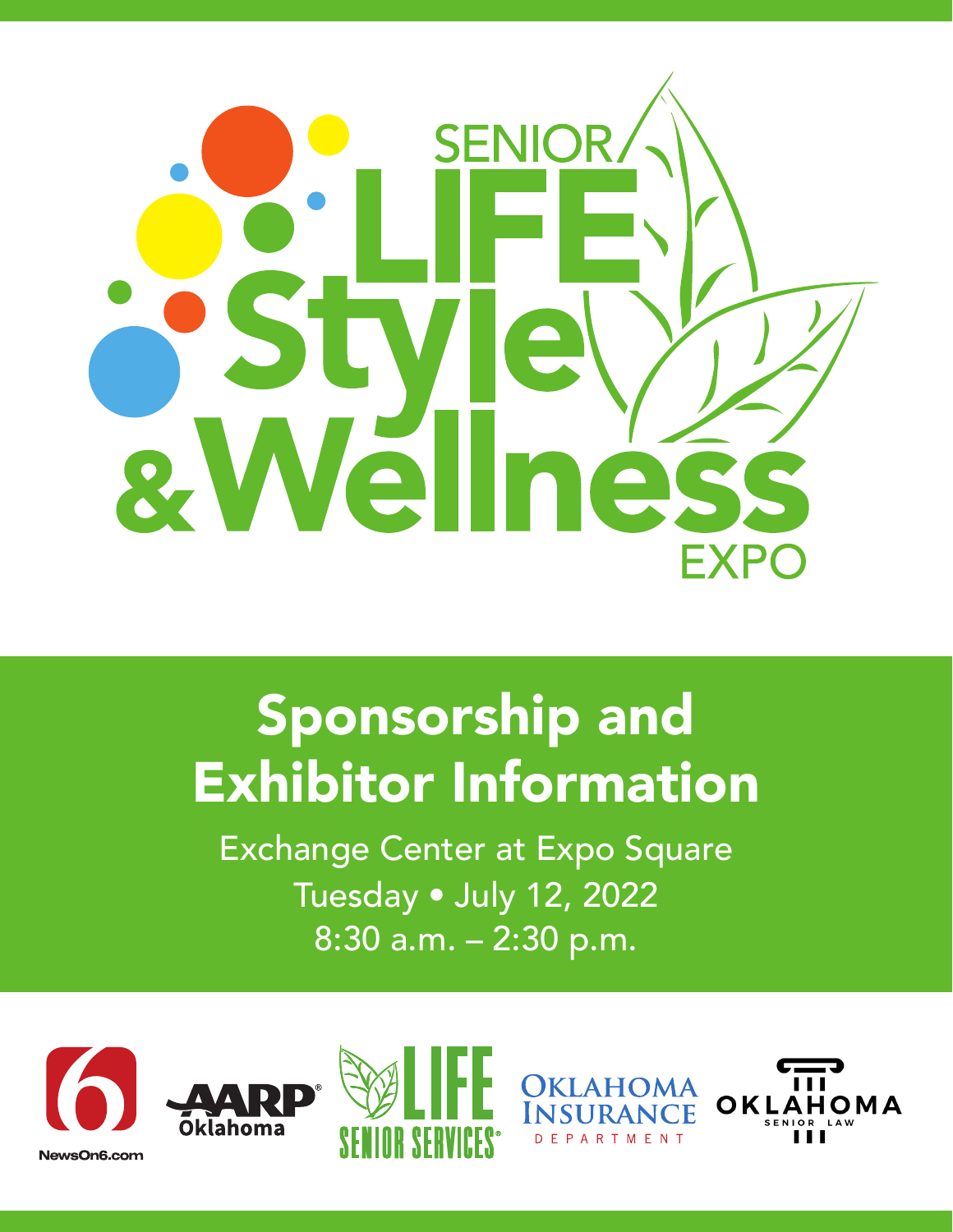# SENIOR LIFE Style & Wellness EXPO

## Sponsorship and Exhibitor Information

Exchange Center at Expo Square

Tuesday • July 12, 2022

8:30 a.m. – 2:30 p.m.

NewsOn6.com

AARP Oklahoma

LIFE Senior Services

Oklahoma Insurance Department

Oklahoma Senior Law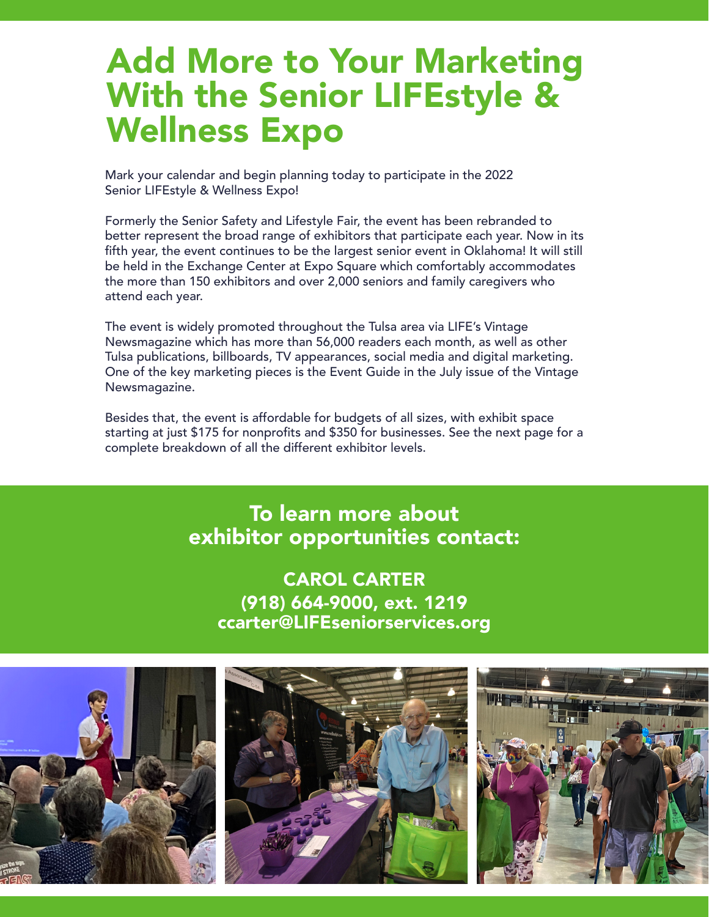# Add More to Your Marketing With the Senior LIFEstyle & Wellness Expo

Mark your calendar and begin planning today to participate in the 2022 Senior LIFEstyle & Wellness Expo!

Formerly the Senior Safety and Lifestyle Fair, the event has been rebranded to better represent the broad range of exhibitors that participate each year. Now in its fifth year, the event continues to be the largest senior event in Oklahoma! It will still be held in the Exchange Center at Expo Square which comfortably accommodates the more than 150 exhibitors and over 2,000 seniors and family caregivers who attend each year.

The event is widely promoted throughout the Tulsa area via LIFE's Vintage Newsmagazine which has more than 56,000 readers each month, as well as other Tulsa publications, billboards, TV appearances, social media and digital marketing. One of the key marketing pieces is the Event Guide in the July issue of the Vintage Newsmagazine.

Besides that, the event is affordable for budgets of all sizes, with exhibit space starting at just $175 for nonprofits and $350 for businesses. See the next page for a complete breakdown of all the different exhibitor levels.

## To learn more about exhibitor opportunities contact:

**CAROL CARTER**
**(918) 664-9000, ext. 1219**
**ccarter@LIFEseniorservices.org**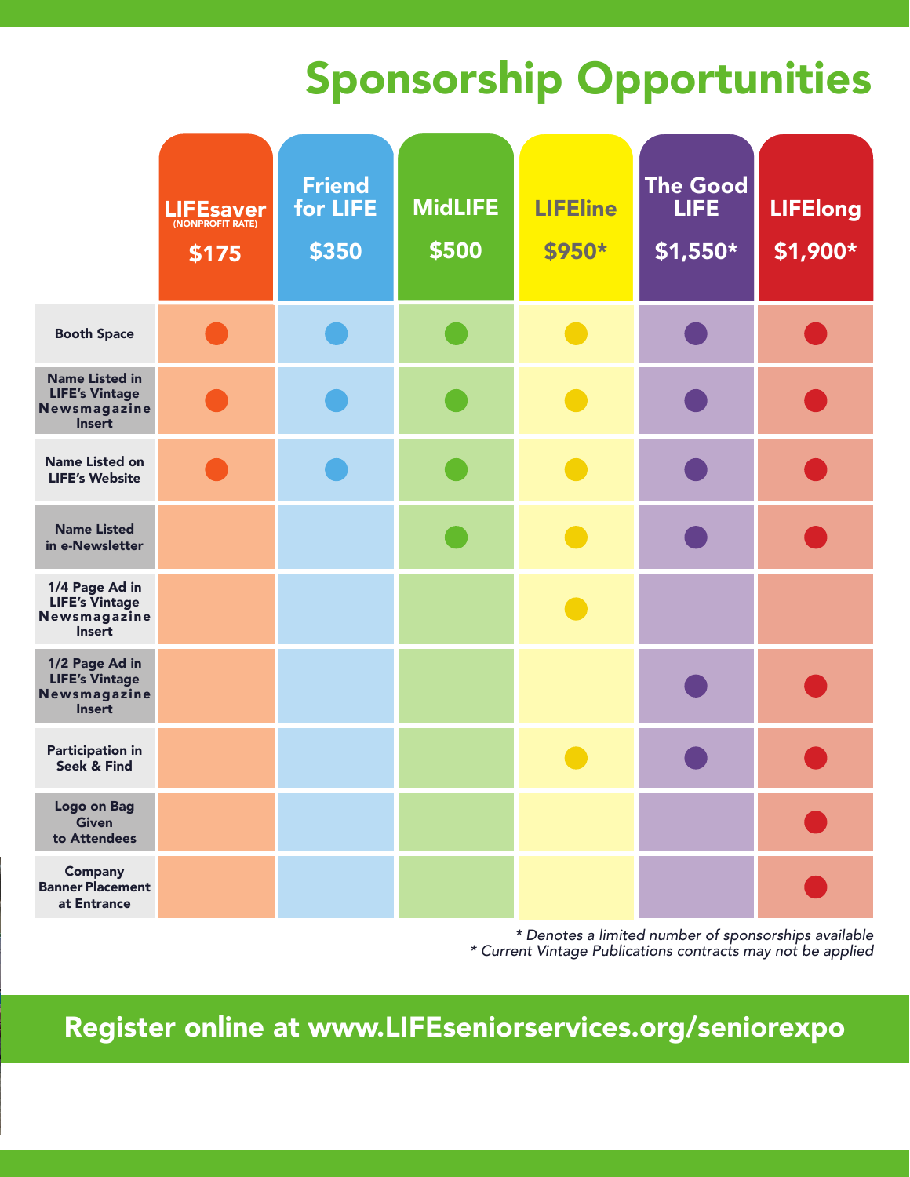# Sponsorship Opportunities

| | LIFEsaver (NONPROFIT RATE) $175 | Friend for LIFE $350 | MidLIFE $500 | LIFEline $950* | The Good LIFE $1,550* | LIFElong $1,900* |
|---|---|---|---|---|---|---|
| Booth Space | ● | ● | ● | ● | ● | ● |
| Name Listed in LIFE's Vintage Newsmagazine Insert | ● | ● | ● | ● | ● | ● |
| Name Listed on LIFE's Website | ● | ● | ● | ● | ● | ● |
| Name Listed in e-Newsletter | | | ● | ● | ● | ● |
| 1/4 Page Ad in LIFE's Vintage Newsmagazine Insert | | | | ● | | |
| 1/2 Page Ad in LIFE's Vintage Newsmagazine Insert | | | | | ● | ● |
| Participation in Seek & Find | | | | ● | ● | ● |
| Logo on Bag Given to Attendees | | | | | | ● |
| Company Banner Placement at Entrance | | | | | | ● |

*\* Denotes a limited number of sponsorships available*
*\* Current Vintage Publications contracts may not be applied*

**Register online at www.LIFEseniorservices.org/seniorexpo**